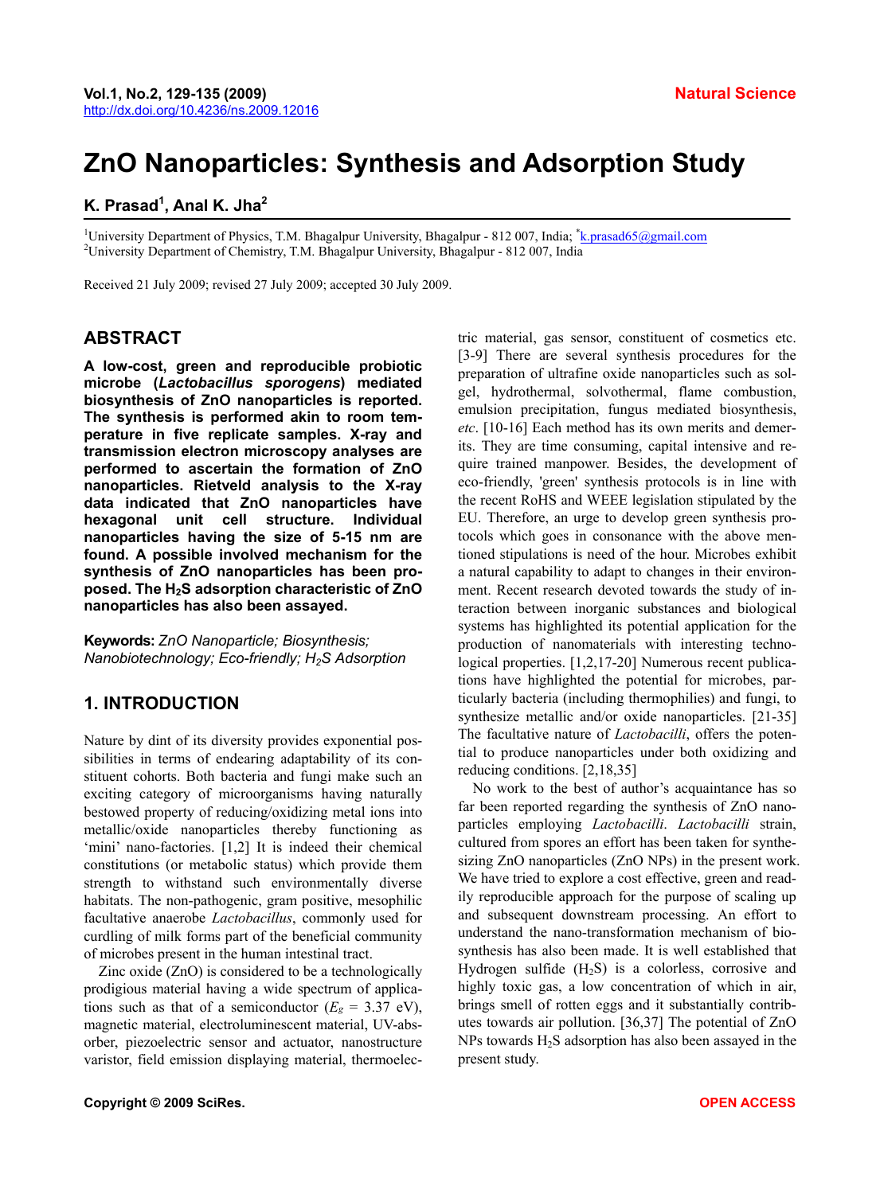# ZnO Nanoparticles: Synthesis and Adsorption Study

**K. Prasad[1], Anal K. Jha[2]**

[1]University Department of Physics, T.M. Bhagalpur University, Bhagalpur - 812 007, India; *k.prasad65@gmail.com
[2]University Department of Chemistry, T.M. Bhagalpur University, Bhagalpur - 812 007, India

Received 21 July 2009; revised 27 July 2009; accepted 30 July 2009.

## ABSTRACT

**A low-cost, green and reproducible probiotic microbe (*Lactobacillus sporogens*) mediated biosynthesis of ZnO nanoparticles is reported. The synthesis is performed akin to room temperature in five replicate samples. X-ray and transmission electron microscopy analyses are performed to ascertain the formation of ZnO nanoparticles. Rietveld analysis to the X-ray data indicated that ZnO nanoparticles have hexagonal unit cell structure. Individual nanoparticles having the size of 5-15 nm are found. A possible involved mechanism for the synthesis of ZnO nanoparticles has been proposed. The $H_2S$ adsorption characteristic of ZnO nanoparticles has also been assayed.**

**Keywords:** *ZnO Nanoparticle; Biosynthesis; Nanobiotechnology; Eco-friendly; $H_2S$ Adsorption*

## 1. INTRODUCTION

Nature by dint of its diversity provides exponential possibilities in terms of endearing adaptability of its constituent cohorts. Both bacteria and fungi make such an exciting category of microorganisms having naturally bestowed property of reducing/oxidizing metal ions into metallic/oxide nanoparticles thereby functioning as 'mini' nano-factories. [1,2] It is indeed their chemical constitutions (or metabolic status) which provide them strength to withstand such environmentally diverse habitats. The non-pathogenic, gram positive, mesophilic facultative anaerobe *Lactobacillus*, commonly used for curdling of milk forms part of the beneficial community of microbes present in the human intestinal tract.

Zinc oxide (ZnO) is considered to be a technologically prodigious material having a wide spectrum of applications such as that of a semiconductor ($E_g$ = 3.37 eV), magnetic material, electroluminescent material, UV-absorber, piezoelectric sensor and actuator, nanostructure varistor, field emission displaying material, thermoelectric material, gas sensor, constituent of cosmetics etc. [3-9] There are several synthesis procedures for the preparation of ultrafine oxide nanoparticles such as sol-gel, hydrothermal, solvothermal, flame combustion, emulsion precipitation, fungus mediated biosynthesis, *etc*. [10-16] Each method has its own merits and demerits. They are time consuming, capital intensive and require trained manpower. Besides, the development of eco-friendly, 'green' synthesis protocols is in line with the recent RoHS and WEEE legislation stipulated by the EU. Therefore, an urge to develop green synthesis protocols which goes in consonance with the above mentioned stipulations is need of the hour. Microbes exhibit a natural capability to adapt to changes in their environment. Recent research devoted towards the study of interaction between inorganic substances and biological systems has highlighted its potential application for the production of nanomaterials with interesting technological properties. [1,2,17-20] Numerous recent publications have highlighted the potential for microbes, particularly bacteria (including thermophilies) and fungi, to synthesize metallic and/or oxide nanoparticles. [21-35] The facultative nature of *Lactobacilli*, offers the potential to produce nanoparticles under both oxidizing and reducing conditions. [2,18,35]

No work to the best of author's acquaintance has so far been reported regarding the synthesis of ZnO nanoparticles employing *Lactobacilli*. *Lactobacilli* strain, cultured from spores an effort has been taken for synthesizing ZnO nanoparticles (ZnO NPs) in the present work. We have tried to explore a cost effective, green and readily reproducible approach for the purpose of scaling up and subsequent downstream processing. An effort to understand the nano-transformation mechanism of biosynthesis has also been made. It is well established that Hydrogen sulfide ($H_2S$) is a colorless, corrosive and highly toxic gas, a low concentration of which in air, brings smell of rotten eggs and it substantially contributes towards air pollution. [36,37] The potential of ZnO NPs towards $H_2S$ adsorption has also been assayed in the present study.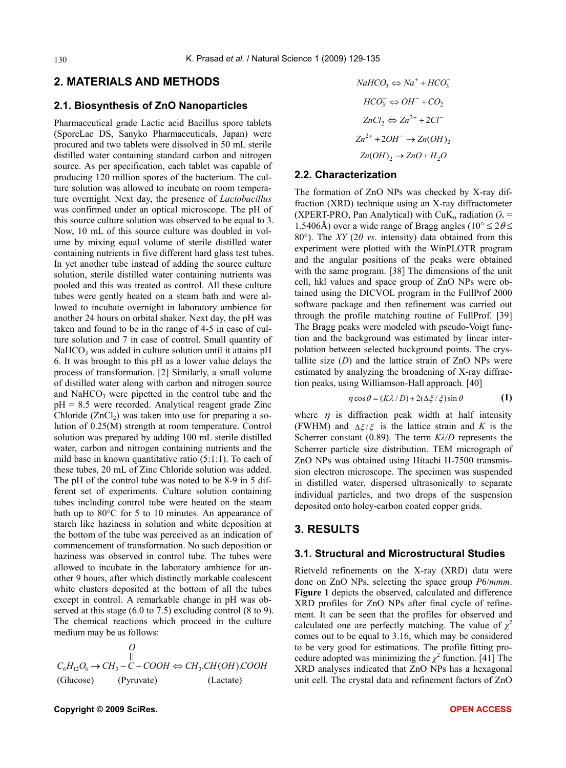## 2. MATERIALS AND METHODS

### 2.1. Biosynthesis of ZnO Nanoparticles

Pharmaceutical grade Lactic acid Bacillus spore tablets (SporeLac DS, Sanyko Pharmaceuticals, Japan) were procured and two tablets were dissolved in 50 mL sterile distilled water containing standard carbon and nitrogen source. As per specification, each tablet was capable of producing 120 million spores of the bacterium. The culture solution was allowed to incubate on room temperature overnight. Next day, the presence of *Lactobacillus* was confirmed under an optical microscope. The pH of this source culture solution was observed to be equal to 3. Now, 10 mL of this source culture was doubled in volume by mixing equal volume of sterile distilled water containing nutrients in five different hard glass test tubes. In yet another tube instead of adding the source culture solution, sterile distilled water containing nutrients was pooled and this was treated as control. All these culture tubes were gently heated on a steam bath and were allowed to incubate overnight in laboratory ambience for another 24 hours on orbital shaker. Next day, the pH was taken and found to be in the range of 4-5 in case of culture solution and 7 in case of control. Small quantity of $NaHCO_3$ was added in culture solution until it attains pH 6. It was brought to this pH as a lower value delays the process of transformation. [2] Similarly, a small volume of distilled water along with carbon and nitrogen source and $NaHCO_3$ were pipetted in the control tube and the pH = 8.5 were recorded. Analytical reagent grade Zinc Chloride ($ZnCl_2$) was taken into use for preparing a solution of 0.25(M) strength at room temperature. Control solution was prepared by adding 100 mL sterile distilled water, carbon and nitrogen containing nutrients and the mild base in known quantitative ratio (5:1:1). To each of these tubes, 20 mL of Zinc Chloride solution was added. The pH of the control tube was noted to be 8-9 in 5 different set of experiments. Culture solution containing tubes including control tube were heated on the steam bath up to 80°C for 5 to 10 minutes. An appearance of starch like haziness in solution and white deposition at the bottom of the tube was perceived as an indication of commencement of transformation. No such deposition or haziness was observed in control tube. The tubes were allowed to incubate in the laboratory ambience for another 9 hours, after which distinctly markable coalescent white clusters deposited at the bottom of all the tubes except in control. A remarkable change in pH was observed at this stage (6.0 to 7.5) excluding control (8 to 9). The chemical reactions which proceed in the culture medium may be as follows:

$$\underset{\text{(Glucose)}}{C_6H_{12}O_6} \rightarrow \underset{\text{(Pyruvate)}}{CH_3-\overset{\overset{O}{||}}{C}-COOH} \Leftrightarrow \underset{\text{(Lactate)}}{CH_3.CH(OH).COOH}$$

$$NaHCO_3 \Leftrightarrow Na^+ + HCO_3^-$$

$$HCO_3^- \Leftrightarrow OH^- + CO_2$$

$$ZnCl_2 \Leftrightarrow Zn^{2+} + 2Cl^-$$

$$Zn^{2+} + 2OH^- \rightarrow Zn(OH)_2$$

$$Zn(OH)_2 \rightarrow ZnO + H_2O$$

### 2.2. Characterization

The formation of ZnO NPs was checked by X-ray diffraction (XRD) technique using an X-ray diffractometer (XPERT-PRO, Pan Analytical) with CuK$_\alpha$ radiation ($\lambda$ = 1.5406Å) over a wide range of Bragg angles (10° ≤ $2\theta$ ≤ 80°). The *XY* ($2\theta$ *vs*. intensity) data obtained from this experiment were plotted with the WinPLOTR program and the angular positions of the peaks were obtained with the same program. [38] The dimensions of the unit cell, hkl values and space group of ZnO NPs were obtained using the DICVOL program in the FullProf 2000 software package and then refinement was carried out through the profile matching routine of FullProf. [39] The Bragg peaks were modeled with pseudo-Voigt function and the background was estimated by linear interpolation between selected background points. The crystallite size (*D*) and the lattice strain of ZnO NPs were estimated by analyzing the broadening of X-ray diffraction peaks, using Williamson-Hall approach. [40]

$$\eta\cos\theta = (K\lambda / D) + 2(\Delta\xi / \xi)\sin\theta \qquad \textbf{(1)}$$

where $\eta$ is diffraction peak width at half intensity (FWHM) and $\Delta\xi/\xi$ is the lattice strain and $K$ is the Scherrer constant (0.89). The term $K\lambda/D$ represents the Scherrer particle size distribution. TEM micrograph of ZnO NPs was obtained using Hitachi H-7500 transmission electron microscope. The specimen was suspended in distilled water, dispersed ultrasonically to separate individual particles, and two drops of the suspension deposited onto holey-carbon coated copper grids.

## 3. RESULTS

### 3.1. Structural and Microstructural Studies

Rietveld refinements on the X-ray (XRD) data were done on ZnO NPs, selecting the space group *P*6/*mmm*. **Figure 1** depicts the observed, calculated and difference XRD profiles for ZnO NPs after final cycle of refinement. It can be seen that the profiles for observed and calculated one are perfectly matching. The value of $\chi^2$ comes out to be equal to 3.16, which may be considered to be very good for estimations. The profile fitting procedure adopted was minimizing the $\chi^2$ function. [41] The XRD analyses indicated that ZnO NPs has a hexagonal unit cell. The crystal data and refinement factors of ZnO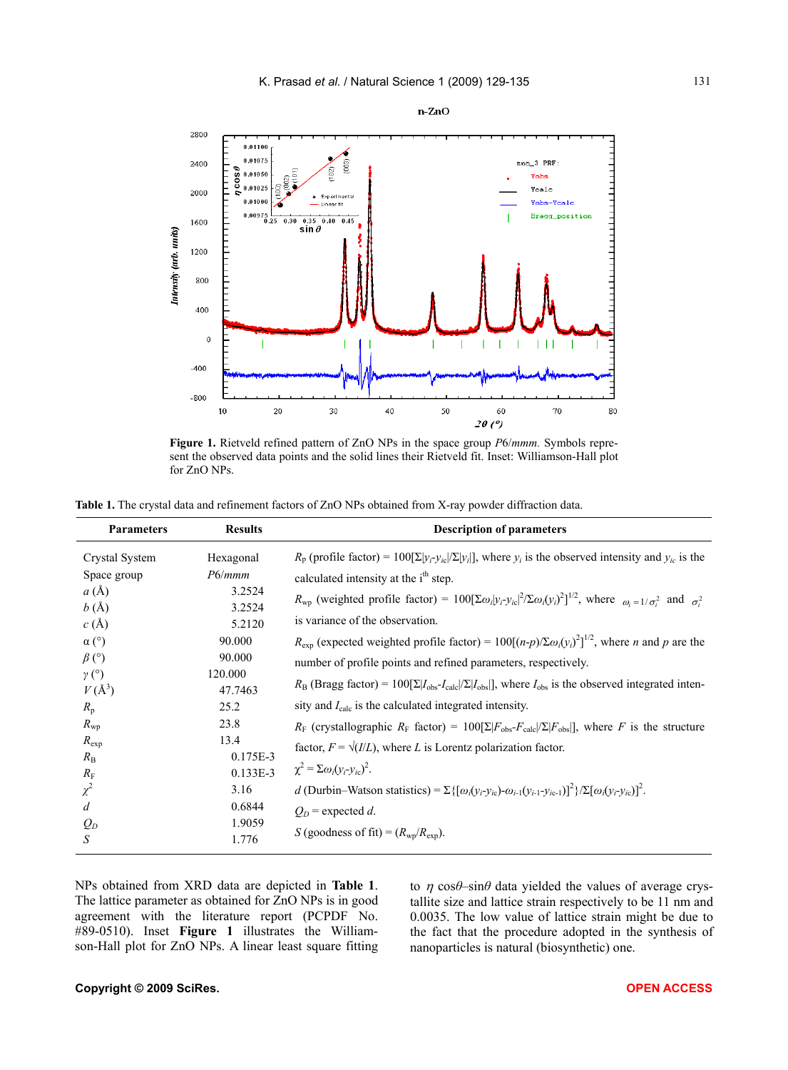**Figure 1.** Rietveld refined pattern of ZnO NPs in the space group *P*6/*mmm*. Symbols represent the observed data points and the solid lines their Rietveld fit. Inset: Williamson-Hall plot for ZnO NPs.

**Table 1.** The crystal data and refinement factors of ZnO NPs obtained from X-ray powder diffraction data.

| Parameters | Results | Description of parameters |
|---|---|---|
| Crystal System | Hexagonal | $R_p$ (profile factor) = $100[\Sigma\lvert y_i - y_{ic}\rvert/\Sigma\lvert y_i\rvert]$, where $y_i$ is the observed intensity and $y_{ic}$ is the calculated intensity at the i[th] step. |
| Space group | *P*6/*mmm* | |
| *a* (Å) | 3.2524 | $R_{wp}$ (weighted profile factor) = $100[\Sigma\omega_i\lvert y_i - y_{ic}\rvert^2/\Sigma\omega_i(y_i)^2]^{1/2}$, where $\omega_i = 1/\sigma_i^2$ and $\sigma_i^2$ is variance of the observation. |
| *b* (Å) | 3.2524 | |
| *c* (Å) | 5.2120 | $R_{exp}$ (expected weighted profile factor) = $100[(n-p)/\Sigma\omega_i(y_i)^2]^{1/2}$, where *n* and *p* are the number of profile points and refined parameters, respectively. |
| α (°) | 90.000 | |
| *β* (°) | 90.000 | $R_B$ (Bragg factor) = $100[\Sigma\lvert I_{obs} - I_{calc}\rvert/\Sigma\lvert I_{obs}\rvert]$, where $I_{obs}$ is the observed integrated intensity and $I_{calc}$ is the calculated integrated intensity. |
| *γ* (°) | 120.000 | |
| *V* (Å$^3$) | 47.7463 | $R_F$ (crystallographic $R_F$ factor) = $100[\Sigma\lvert F_{obs} - F_{calc}\rvert/\Sigma\lvert F_{obs}\rvert]$, where *F* is the structure factor, $F = \sqrt{(I/L)}$, where *L* is Lorentz polarization factor. |
| $R_p$ | 25.2 | |
| $R_{wp}$ | 23.8 | $\chi^2 = \Sigma\omega_i(y_i - y_{ic})^2$. |
| $R_{exp}$ | 13.4 | *d* (Durbin–Watson statistics) = $\Sigma\{[\omega_i(y_i - y_{ic}) - \omega_{i-1}(y_{i-1} - y_{ic-1})]^2\}/\Sigma[\omega_i(y_i - y_{ic})]^2$. |
| $R_B$ | 0.175E-3 | $Q_D$ = expected *d*. |
| $R_F$ | 0.133E-3 | *S* (goodness of fit) = $(R_{wp}/R_{exp})$. |
| $\chi^2$ | 3.16 | |
| *d* | 0.6844 | |
| $Q_D$ | 1.9059 | |
| *S* | 1.776 | |

NPs obtained from XRD data are depicted in **Table 1**. The lattice parameter as obtained for ZnO NPs is in good agreement with the literature report (PCPDF No. #89-0510). Inset **Figure 1** illustrates the Williamson-Hall plot for ZnO NPs. A linear least square fitting to $\eta$ cos$\theta$–sin$\theta$ data yielded the values of average crystallite size and lattice strain respectively to be 11 nm and 0.0035. The low value of lattice strain might be due to the fact that the procedure adopted in the synthesis of nanoparticles is natural (biosynthetic) one.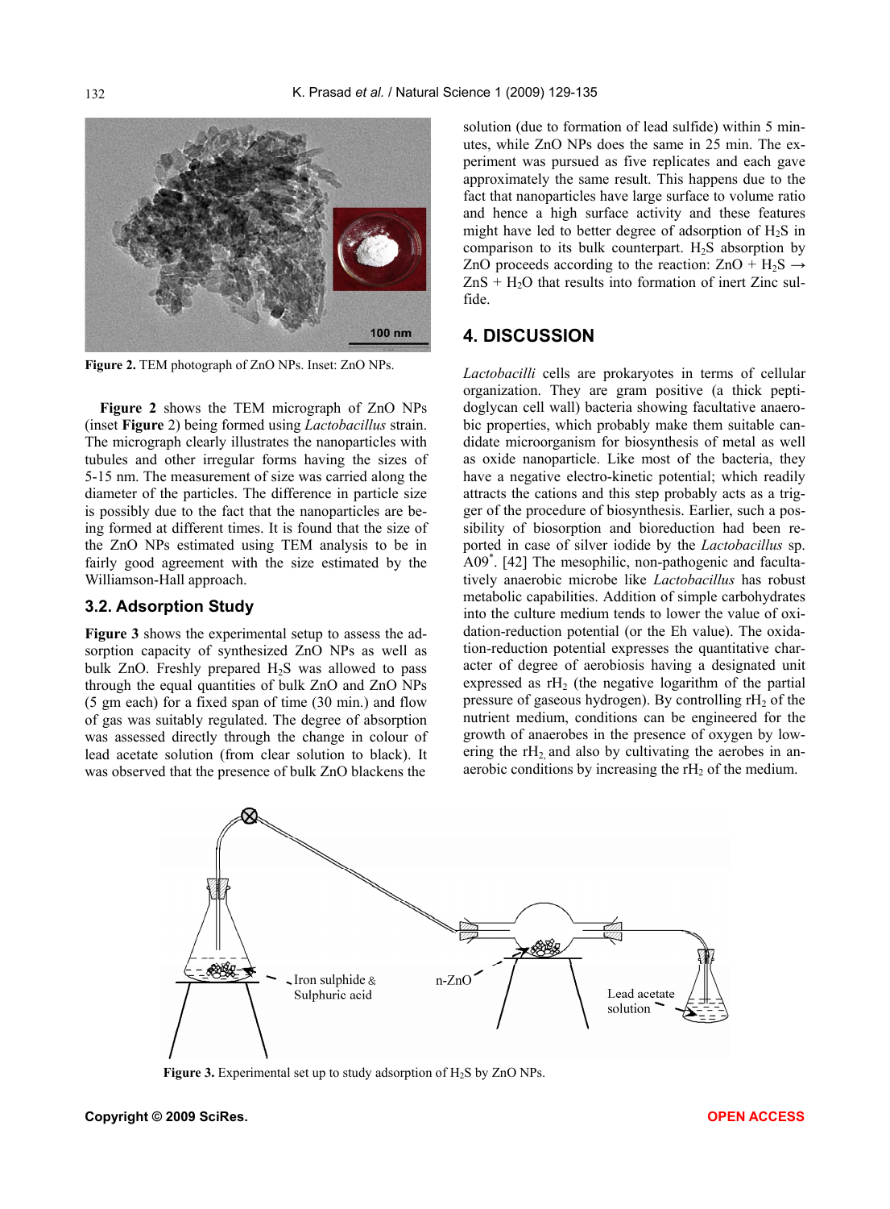Figure 2. TEM photograph of ZnO NPs. Inset: ZnO NPs.

**Figure 2** shows the TEM micrograph of ZnO NPs (inset **Figure** 2) being formed using *Lactobacillus* strain. The micrograph clearly illustrates the nanoparticles with tubules and other irregular forms having the sizes of 5-15 nm. The measurement of size was carried along the diameter of the particles. The difference in particle size is possibly due to the fact that the nanoparticles are being formed at different times. It is found that the size of the ZnO NPs estimated using TEM analysis to be in fairly good agreement with the size estimated by the Williamson-Hall approach.

### 3.2. Adsorption Study

**Figure 3** shows the experimental setup to assess the adsorption capacity of synthesized ZnO NPs as well as bulk ZnO. Freshly prepared $H_2S$ was allowed to pass through the equal quantities of bulk ZnO and ZnO NPs (5 gm each) for a fixed span of time (30 min.) and flow of gas was suitably regulated. The degree of absorption was assessed directly through the change in colour of lead acetate solution (from clear solution to black). It was observed that the presence of bulk ZnO blackens the solution (due to formation of lead sulfide) within 5 minutes, while ZnO NPs does the same in 25 min. The experiment was pursued as five replicates and each gave approximately the same result. This happens due to the fact that nanoparticles have large surface to volume ratio and hence a high surface activity and these features might have led to better degree of adsorption of $H_2S$ in comparison to its bulk counterpart. $H_2S$ absorption by ZnO proceeds according to the reaction: $ZnO + H_2S \rightarrow ZnS + H_2O$ that results into formation of inert Zinc sulfide.

## 4. DISCUSSION

*Lactobacilli* cells are prokaryotes in terms of cellular organization. They are gram positive (a thick peptidoglycan cell wall) bacteria showing facultative anaerobic properties, which probably make them suitable candidate microorganism for biosynthesis of metal as well as oxide nanoparticle. Like most of the bacteria, they have a negative electro-kinetic potential; which readily attracts the cations and this step probably acts as a trigger of the procedure of biosynthesis. Earlier, such a possibility of biosorption and bioreduction had been reported in case of silver iodide by the *Lactobacillus* sp. A09*. [42] The mesophilic, non-pathogenic and facultatively anaerobic microbe like *Lactobacillus* has robust metabolic capabilities. Addition of simple carbohydrates into the culture medium tends to lower the value of oxidation-reduction potential (or the Eh value). The oxidation-reduction potential expresses the quantitative character of degree of aerobiosis having a designated unit expressed as $rH_2$ (the negative logarithm of the partial pressure of gaseous hydrogen). By controlling $rH_2$ of the nutrient medium, conditions can be engineered for the growth of anaerobes in the presence of oxygen by lowering the $rH_2$ and also by cultivating the aerobes in anaerobic conditions by increasing the $rH_2$ of the medium.

Iron sulphide & Sulphuric acid

n-ZnO

Lead acetate solution

Figure 3. Experimental set up to study adsorption of $H_2S$ by ZnO NPs.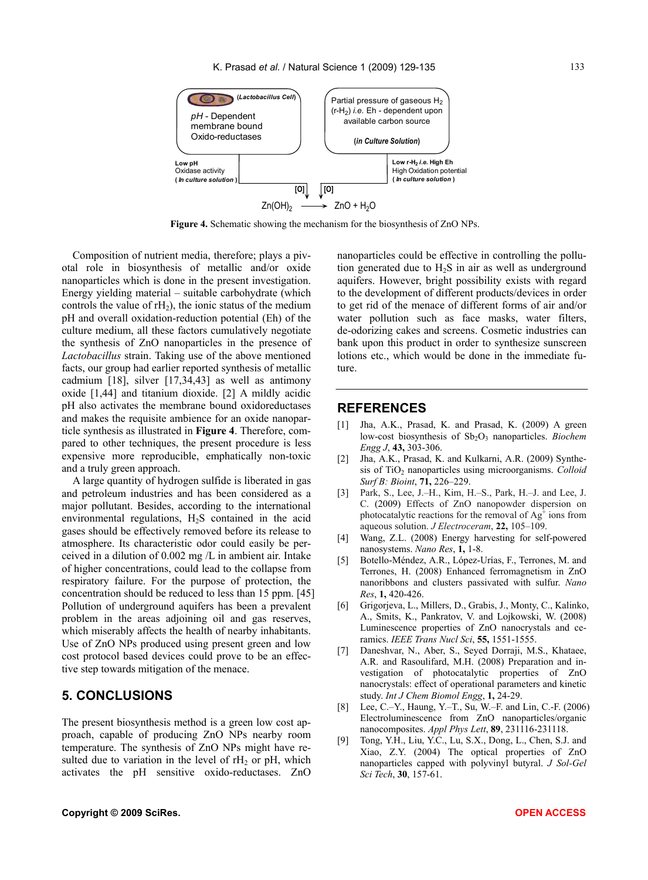Figure 4. Schematic showing the mechanism for the biosynthesis of ZnO NPs.

Composition of nutrient media, therefore; plays a pivotal role in biosynthesis of metallic and/or oxide nanoparticles which is done in the present investigation. Energy yielding material – suitable carbohydrate (which controls the value of $rH_2$), the ionic status of the medium pH and overall oxidation-reduction potential (Eh) of the culture medium, all these factors cumulatively negotiate the synthesis of ZnO nanoparticles in the presence of *Lactobacillus* strain. Taking use of the above mentioned facts, our group had earlier reported synthesis of metallic cadmium [18], silver [17,34,43] as well as antimony oxide [1,44] and titanium dioxide. [2] A mildly acidic pH also activates the membrane bound oxidoreductases and makes the requisite ambience for an oxide nanoparticle synthesis as illustrated in **Figure 4**. Therefore, compared to other techniques, the present procedure is less expensive more reproducible, emphatically non-toxic and a truly green approach.

A large quantity of hydrogen sulfide is liberated in gas and petroleum industries and has been considered as a major pollutant. Besides, according to the international environmental regulations, $H_2S$ contained in the acid gases should be effectively removed before its release to atmosphere. Its characteristic odor could easily be perceived in a dilution of 0.002 mg /L in ambient air. Intake of higher concentrations, could lead to the collapse from respiratory failure. For the purpose of protection, the concentration should be reduced to less than 15 ppm. [45] Pollution of underground aquifers has been a prevalent problem in the areas adjoining oil and gas reserves, which miserably affects the health of nearby inhabitants. Use of ZnO NPs produced using present green and low cost protocol based devices could prove to be an effective step towards mitigation of the menace.

## 5. CONCLUSIONS

The present biosynthesis method is a green low cost approach, capable of producing ZnO NPs nearby room temperature. The synthesis of ZnO NPs might have resulted due to variation in the level of $rH_2$ or pH, which activates the pH sensitive oxido-reductases. ZnO nanoparticles could be effective in controlling the pollution generated due to $H_2S$ in air as well as underground aquifers. However, bright possibility exists with regard to the development of different products/devices in order to get rid of the menace of different forms of air and/or water pollution such as face masks, water filters, de-odorizing cakes and screens. Cosmetic industries can bank upon this product in order to synthesize sunscreen lotions etc., which would be done in the immediate future.

## REFERENCES

[1] Jha, A.K., Prasad, K. and Prasad, K. (2009) A green low-cost biosynthesis of $Sb_2O_3$ nanoparticles. *Biochem Engg J*, **43,** 303-306.

[2] Jha, A.K., Prasad, K. and Kulkarni, A.R. (2009) Synthesis of $TiO_2$ nanoparticles using microorganisms. *Colloid Surf B: Bioint*, **71,** 226–229.

[3] Park, S., Lee, J.–H., Kim, H.–S., Park, H.–J. and Lee, J. C. (2009) Effects of ZnO nanopowder dispersion on photocatalytic reactions for the removal of $Ag^+$ ions from aqueous solution. *J Electroceram*, **22,** 105–109.

[4] Wang, Z.L. (2008) Energy harvesting for self-powered nanosystems. *Nano Res*, **1,** 1-8.

[5] Botello-Méndez, A.R., López-Urías, F., Terrones, M. and Terrones, H. (2008) Enhanced ferromagnetism in ZnO nanoribbons and clusters passivated with sulfur. *Nano Res*, **1,** 420-426.

[6] Grigorjeva, L., Millers, D., Grabis, J., Monty, C., Kalinko, A., Smits, K., Pankratov, V. and Lojkowski, W. (2008) Luminescence properties of ZnO nanocrystals and ceramics. *IEEE Trans Nucl Sci*, **55,** 1551-1555.

[7] Daneshvar, N., Aber, S., Seyed Dorraji, M.S., Khataee, A.R. and Rasoulifard, M.H. (2008) Preparation and investigation of photocatalytic properties of ZnO nanocrystals: effect of operational parameters and kinetic study. *Int J Chem Biomol Engg*, **1,** 24-29.

[8] Lee, C.–Y., Haung, Y.–T., Su, W.–F. and Lin, C.-F. (2006) Electroluminescence from ZnO nanoparticles/organic nanocomposites. *Appl Phys Lett*, **89**, 231116-231118.

[9] Tong, Y.H., Liu, Y.C., Lu, S.X., Dong, L., Chen, S.J. and Xiao, Z.Y. (2004) The optical properties of ZnO nanoparticles capped with polyvinyl butyral. *J Sol-Gel Sci Tech*, **30**, 157-61.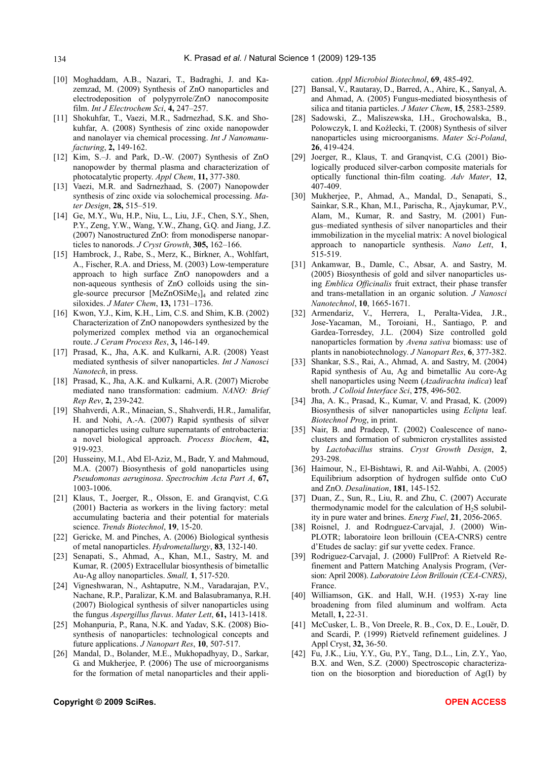[10] Moghaddam, A.B., Nazari, T., Badraghi, J. and Kazemzad, M. (2009) Synthesis of ZnO nanoparticles and electrodeposition of polypyrrole/ZnO nanocomposite film. *Int J Electrochem Sci*, **4,** 247–257.

[11] Shokuhfar, T., Vaezi, M.R., Sadrnezhad, S.K. and Shokuhfar, A. (2008) Synthesis of zinc oxide nanopowder and nanolayer via chemical processing. *Int J Nanomanufacturing*, **2,** 149-162.

[12] Kim, S.–J. and Park, D.-W. (2007) Synthesis of ZnO nanopowder by thermal plasma and characterization of photocatalytic property. *Appl Chem*, **11,** 377-380.

[13] Vaezi, M.R. and Sadrnezhaad, S. (2007) Nanopowder synthesis of zinc oxide via solochemical processing. *Mater Design*, **28,** 515–519.

[14] Ge, M.Y., Wu, H.P., Niu, L., Liu, J.F., Chen, S.Y., Shen, P.Y., Zeng, Y.W., Wang, Y.W., Zhang, G.Q. and Jiang, J.Z. (2007) Nanostructured ZnO: from monodisperse nanoparticles to nanorods. *J Cryst Growth*, **305,** 162–166.

[15] Hambrock, J., Rabe, S., Merz, K., Birkner, A., Wohlfart, A., Fischer, R.A. and Driess, M. (2003) Low-temperature approach to high surface ZnO nanopowders and a non-aqueous synthesis of ZnO colloids using the single-source precursor $[MeZnOSiMe_3]_4$ and related zinc siloxides. *J Mater Chem*, **13,** 1731–1736.

[16] Kwon, Y.J., Kim, K.H., Lim, C.S. and Shim, K.B. (2002) Characterization of ZnO nanopowders synthesized by the polymerized complex method via an organochemical route. *J Ceram Process Res*, **3,** 146-149.

[17] Prasad, K., Jha, A.K. and Kulkarni, A.R. (2008) Yeast mediated synthesis of silver nanoparticles. *Int J Nanosci Nanotech*, in press.

[18] Prasad, K., Jha, A.K. and Kulkarni, A.R. (2007) Microbe mediated nano transformation: cadmium. *NANO: Brief Rep Rev*, **2,** 239-242.

[19] Shahverdi, A.R., Minaeian, S., Shahverdi, H.R., Jamalifar, H. and Nohi, A.-A. (2007) Rapid synthesis of silver nanoparticles using culture supernatants of entrobacteria: a novel biological approach. *Process Biochem*, **42,** 919-923.

[20] Husseiny, M.I., Abd El-Aziz, M., Badr, Y. and Mahmoud, M.A. (2007) Biosynthesis of gold nanoparticles using *Pseudomonas aeruginosa*. *Spectrochim Acta Part A*, **67,** 1003-1006.

[21] Klaus, T., Joerger, R., Olsson, E. and Granqvist, C.G. (2001) Bacteria as workers in the living factory: metal accumulating bacteria and their potential for materials science. *Trends Biotechnol*, **19**, 15-20.

[22] Gericke, M. and Pinches, A. (2006) Biological synthesis of metal nanoparticles. *Hydrometallurgy*, **83**, 132-140.

[23] Senapati, S., Ahmad, A., Khan, M.I., Sastry, M. and Kumar, R. (2005) Extracellular biosynthesis of bimetallic Au-Ag alloy nanoparticles. *Small,* **1**, 517-520.

[24] Vigneshwaran, N., Ashtaputre, N.M., Varadarajan, P.V., Nachane, R.P., Paralizar, K.M. and Balasubramanya, R.H. (2007) Biological synthesis of silver nanoparticles using the fungus *Aspergillus flavus*. *Mater Lett*, **61,** 1413-1418.

[25] Mohanpuria, P., Rana, N.K. and Yadav, S.K. (2008) Biosynthesis of nanoparticles: technological concepts and future applications. *J Nanopart Res*, **10**, 507-517.

[26] Mandal, D., Bolander, M.E., Mukhopadhyay, D., Sarkar, G. and Mukherjee, P. (2006) The use of microorganisms for the formation of metal nanoparticles and their application. *Appl Microbiol Biotechnol*, **69**, 485-492.

[27] Bansal, V., Rautaray, D., Barred, A., Ahire, K., Sanyal, A. and Ahmad, A. (2005) Fungus-mediated biosynthesis of silica and titania particles. *J Mater Chem*, **15**, 2583-2589.

[28] Sadowski, Z., Maliszewska, I.H., Grochowalska, B., Polowczyk, I. and Koźlecki, T. (2008) Synthesis of silver nanoparticles using microorganisms. *Mater Sci-Poland*, **26**, 419-424.

[29] Joerger, R., Klaus, T. and Granqvist, C.G. (2001) Biologically produced silver-carbon composite materials for optically functional thin-film coating. *Adv Mater*, **12**, 407-409.

[30] Mukherjee, P., Ahmad, A., Mandal, D., Senapati, S., Sainkar, S.R., Khan, M.I., Parischa, R., Ajaykumar, P.V., Alam, M., Kumar, R. and Sastry, M. (2001) Fungus–mediated synthesis of silver nanoparticles and their immobilization in the mycelial matrix: A novel biological approach to nanoparticle synthesis. *Nano Lett*, **1**, 515-519.

[31] Ankamwar, B., Damle, C., Absar, A. and Sastry, M. (2005) Biosynthesis of gold and silver nanoparticles using *Emblica Officinalis* fruit extract, their phase transfer and trans-metallation in an organic solution. *J Nanosci Nanotechnol*, **10**, 1665-1671.

[32] Armendariz, V., Herrera, I., Peralta-Videa, J.R., Jose-Yacaman, M., Toroiani, H., Santiago, P. and Gardea-Torresdey, J.L. (2004) Size controlled gold nanoparticles formation by *Avena sativa* biomass: use of plants in nanobiotechnology. *J Nanopart Res*, **6**, 377-382.

[33] Shankar, S.S., Rai, A., Ahmad, A. and Sastry, M. (2004) Rapid synthesis of Au, Ag and bimetallic Au core-Ag shell nanoparticles using Neem (*Azadirachta indica*) leaf broth. *J Colloid Interface Sci*, **275**, 496-502.

[34] Jha, A. K., Prasad, K., Kumar, V. and Prasad, K. (2009) Biosynthesis of silver nanoparticles using *Eclipta* leaf. *Biotechnol Prog*, in print.

[35] Nair, B. and Pradeep, T. (2002) Coalescence of nanoclusters and formation of submicron crystallites assisted by *Lactobacillus* strains. *Cryst Growth Design*, **2**, 293-298.

[36] Haimour, N., El-Bishtawi, R. and Ail-Wahbi, A. (2005) Equilibrium adsorption of hydrogen sulfide onto CuO and ZnO. *Desalination*, **181**, 145-152.

[37] Duan, Z., Sun, R., Liu, R. and Zhu, C. (2007) Accurate thermodynamic model for the calculation of $H_2S$ solubility in pure water and brines. *Energ Fuel*, **21**, 2056-2065.

[38] Roisnel, J. and Rodrıguez-Carvajal, J. (2000) WinPLOTR; laboratoire leon brillouin (CEA-CNRS) centre d'Etudes de saclay: gif sur yvette cedex. France.

[39] Rodriguez-Carvajal, J. (2000) FullProf: A Rietveld Refinement and Pattern Matching Analysis Program, (Version: April 2008). *Laboratoire Léon Brillouin (CEA-CNRS)*, France.

[40] Williamson, G.K. and Hall, W.H. (1953) X-ray line broadening from filed aluminum and wolfram. Acta Metall, **1,** 22-31.

[41] McCusker, L. B., Von Dreele, R. B., Cox, D. E., Louër, D. and Scardi, P. (1999) Rietveld refinement guidelines. J Appl Cryst, **32,** 36-50.

[42] Fu, J.K., Liu, Y.Y., Gu, P.Y., Tang, D.L., Lin, Z.Y., Yao, B.X. and Wen, S.Z. (2000) Spectroscopic characterization on the biosorption and bioreduction of Ag(I) by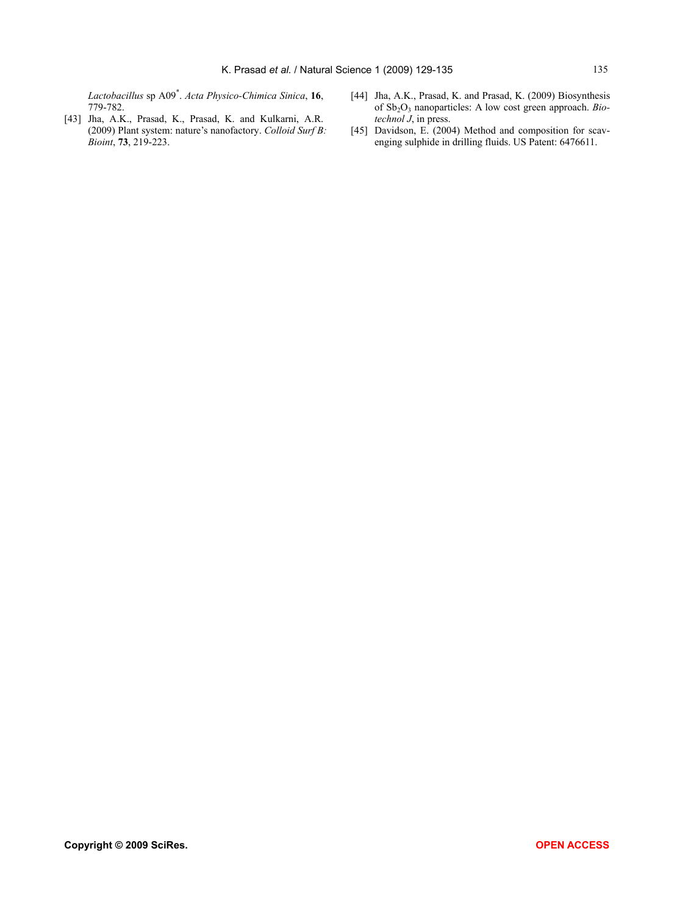*Lactobacillus* sp A09[*]. *Acta Physico-Chimica Sinica*, **16**, 779-782.

[43] Jha, A.K., Prasad, K., Prasad, K. and Kulkarni, A.R. (2009) Plant system: nature's nanofactory. *Colloid Surf B: Bioint*, **73**, 219-223.

[44] Jha, A.K., Prasad, K. and Prasad, K. (2009) Biosynthesis of $Sb_2O_3$ nanoparticles: A low cost green approach. *Biotechnol J*, in press.

[45] Davidson, E. (2004) Method and composition for scavenging sulphide in drilling fluids. US Patent: 6476611.